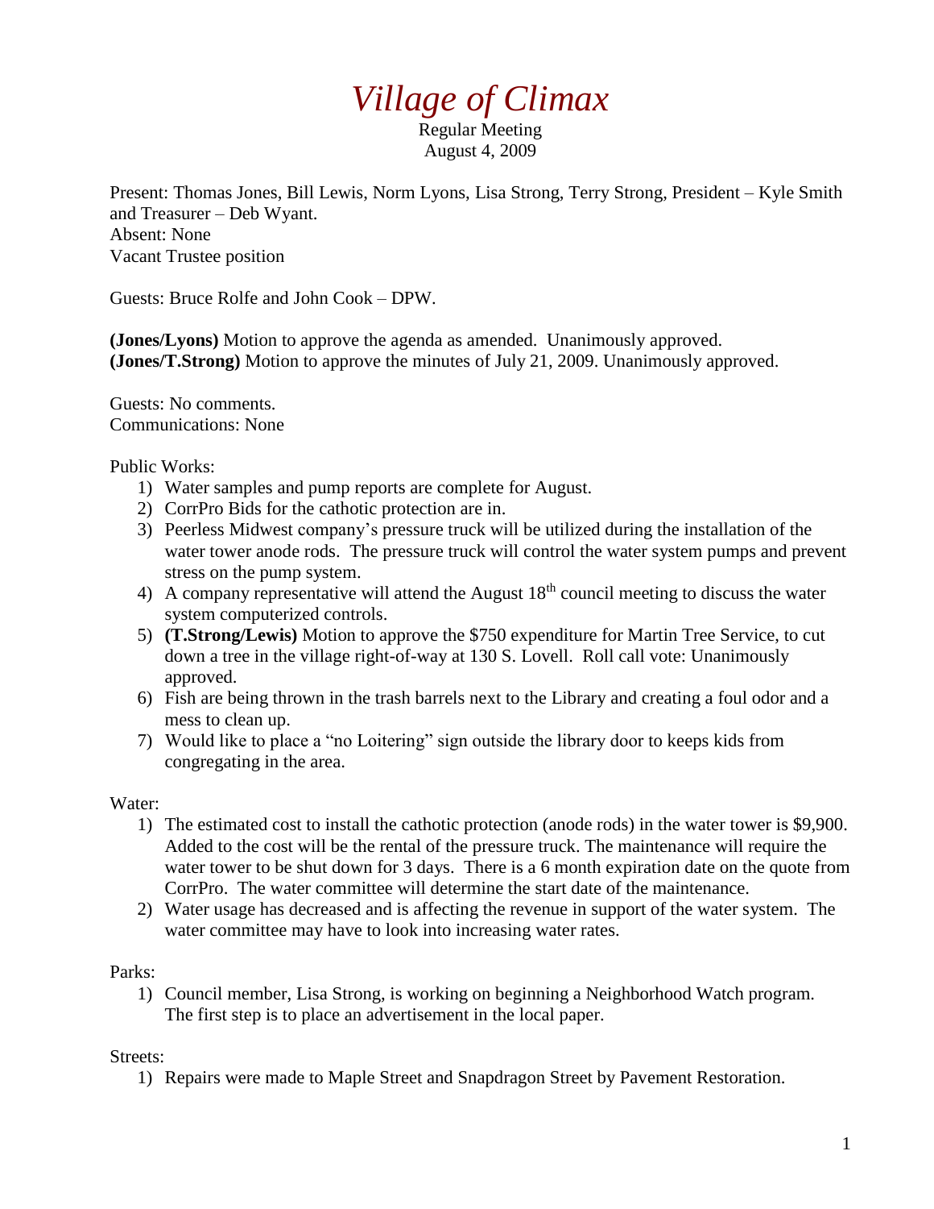# *Village of Climax*

Regular Meeting
August 4, 2009

Present: Thomas Jones, Bill Lewis, Norm Lyons, Lisa Strong, Terry Strong, President – Kyle Smith and Treasurer – Deb Wyant.
Absent: None
Vacant Trustee position

Guests: Bruce Rolfe and John Cook – DPW.

**(Jones/Lyons)** Motion to approve the agenda as amended. Unanimously approved.
**(Jones/T.Strong)** Motion to approve the minutes of July 21, 2009. Unanimously approved.

Guests: No comments.
Communications: None

Public Works:

1) Water samples and pump reports are complete for August.
2) CorrPro Bids for the cathotic protection are in.
3) Peerless Midwest company's pressure truck will be utilized during the installation of the water tower anode rods. The pressure truck will control the water system pumps and prevent stress on the pump system.
4) A company representative will attend the August 18th council meeting to discuss the water system computerized controls.
5) **(T.Strong/Lewis)** Motion to approve the $750 expenditure for Martin Tree Service, to cut down a tree in the village right-of-way at 130 S. Lovell. Roll call vote: Unanimously approved.
6) Fish are being thrown in the trash barrels next to the Library and creating a foul odor and a mess to clean up.
7) Would like to place a "no Loitering" sign outside the library door to keeps kids from congregating in the area.

Water:

1) The estimated cost to install the cathotic protection (anode rods) in the water tower is $9,900. Added to the cost will be the rental of the pressure truck. The maintenance will require the water tower to be shut down for 3 days. There is a 6 month expiration date on the quote from CorrPro. The water committee will determine the start date of the maintenance.
2) Water usage has decreased and is affecting the revenue in support of the water system. The water committee may have to look into increasing water rates.

Parks:

1) Council member, Lisa Strong, is working on beginning a Neighborhood Watch program. The first step is to place an advertisement in the local paper.

Streets:

1) Repairs were made to Maple Street and Snapdragon Street by Pavement Restoration.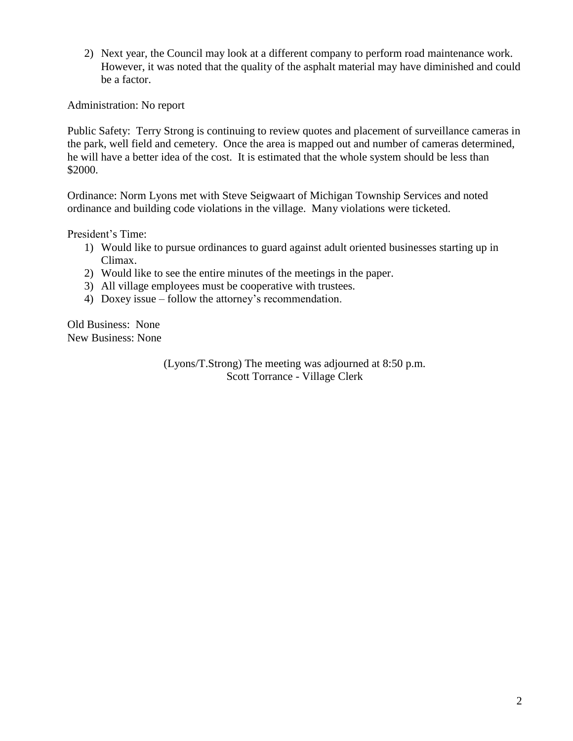2) Next year, the Council may look at a different company to perform road maintenance work. However, it was noted that the quality of the asphalt material may have diminished and could be a factor.

Administration: No report

Public Safety: Terry Strong is continuing to review quotes and placement of surveillance cameras in the park, well field and cemetery. Once the area is mapped out and number of cameras determined, he will have a better idea of the cost. It is estimated that the whole system should be less than $2000.

Ordinance: Norm Lyons met with Steve Seigwaart of Michigan Township Services and noted ordinance and building code violations in the village. Many violations were ticketed.

President's Time:

1) Would like to pursue ordinances to guard against adult oriented businesses starting up in Climax.
2) Would like to see the entire minutes of the meetings in the paper.
3) All village employees must be cooperative with trustees.
4) Doxey issue – follow the attorney's recommendation.

Old Business: None
New Business: None

(Lyons/T.Strong) The meeting was adjourned at 8:50 p.m.
Scott Torrance - Village Clerk